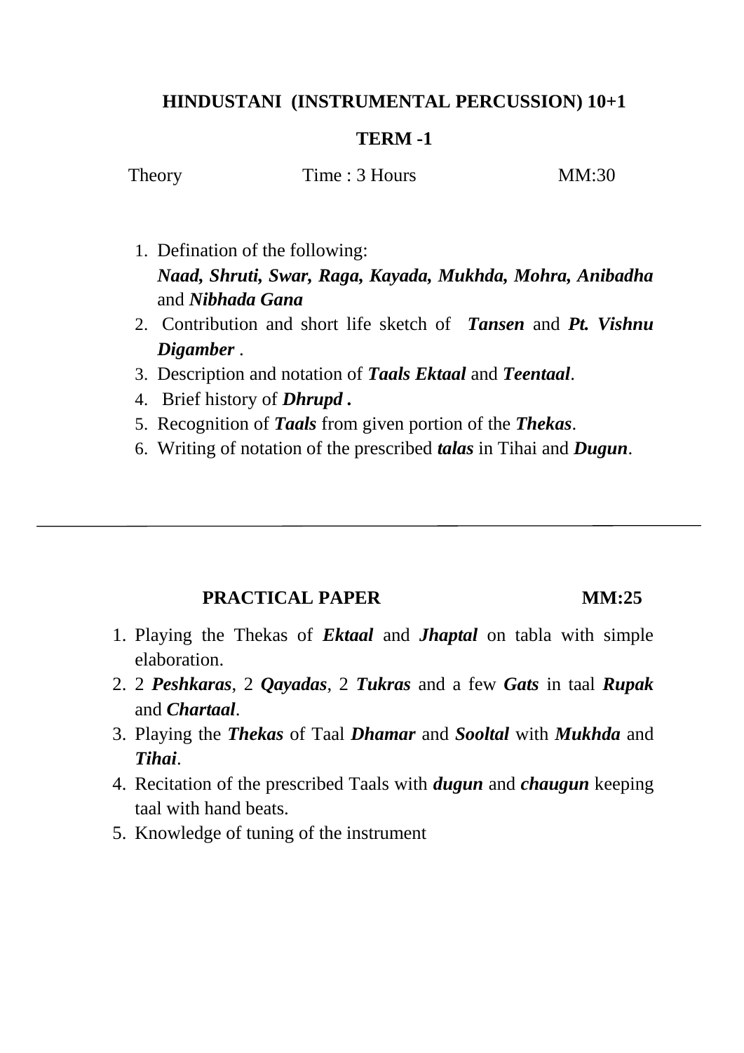# HINDUSTANI (INSTRUMENTAL PERCUSSION) 10+1

## TERM -1

Theory Time : 3 Hours MM:30

1. Defination of the following:
   ***Naad, Shruti, Swar, Raga, Kayada, Mukhda, Mohra, Anibadha*** and ***Nibhada Gana***
2. Contribution and short life sketch of ***Tansen*** and ***Pt. Vishnu Digamber*** .
3. Description and notation of ***Taals Ektaal*** and ***Teentaal***.
4. Brief history of ***Dhrupd .***
5. Recognition of ***Taals*** from given portion of the ***Thekas***.
6. Writing of notation of the prescribed ***talas*** in Tihai and ***Dugun***.

---

## PRACTICAL PAPER MM:25

1. Playing the Thekas of ***Ektaal*** and ***Jhaptal*** on tabla with simple elaboration.
2. 2 ***Peshkaras***, 2 ***Qayadas***, 2 ***Tukras*** and a few ***Gats*** in taal ***Rupak*** and ***Chartaal***.
3. Playing the ***Thekas*** of Taal ***Dhamar*** and ***Sooltal*** with ***Mukhda*** and ***Tihai***.
4. Recitation of the prescribed Taals with ***dugun*** and ***chaugun*** keeping taal with hand beats.
5. Knowledge of tuning of the instrument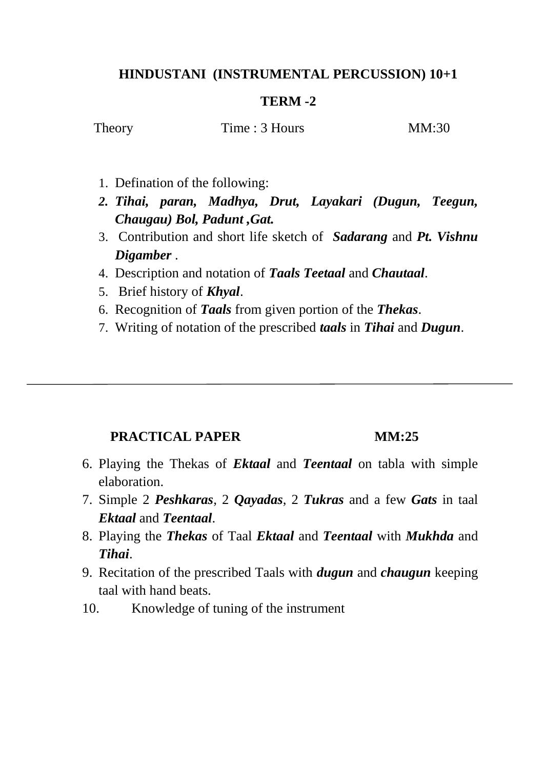**HINDUSTANI (INSTRUMENTAL PERCUSSION) 10+1**

**TERM -2**

Theory Time : 3 Hours MM:30

1. Defination of the following:
2. ***Tihai, paran, Madhya, Drut, Layakari (Dugun, Teegun, Chaugau) Bol, Padunt ,Gat.***
3. Contribution and short life sketch of ***Sadarang*** and ***Pt. Vishnu Digamber*** .
4. Description and notation of ***Taals Teetaal*** and ***Chautaal***.
5. Brief history of ***Khyal***.
6. Recognition of ***Taals*** from given portion of the ***Thekas***.
7. Writing of notation of the prescribed ***taals*** in ***Tihai*** and ***Dugun***.

---

**PRACTICAL PAPER MM:25**

6. Playing the Thekas of ***Ektaal*** and ***Teentaal*** on tabla with simple elaboration.
7. Simple 2 ***Peshkaras***, 2 ***Qayadas***, 2 ***Tukras*** and a few ***Gats*** in taal ***Ektaal*** and ***Teentaal***.
8. Playing the ***Thekas*** of Taal ***Ektaal*** and ***Teentaal*** with ***Mukhda*** and ***Tihai***.
9. Recitation of the prescribed Taals with ***dugun*** and ***chaugun*** keeping taal with hand beats.
10. Knowledge of tuning of the instrument